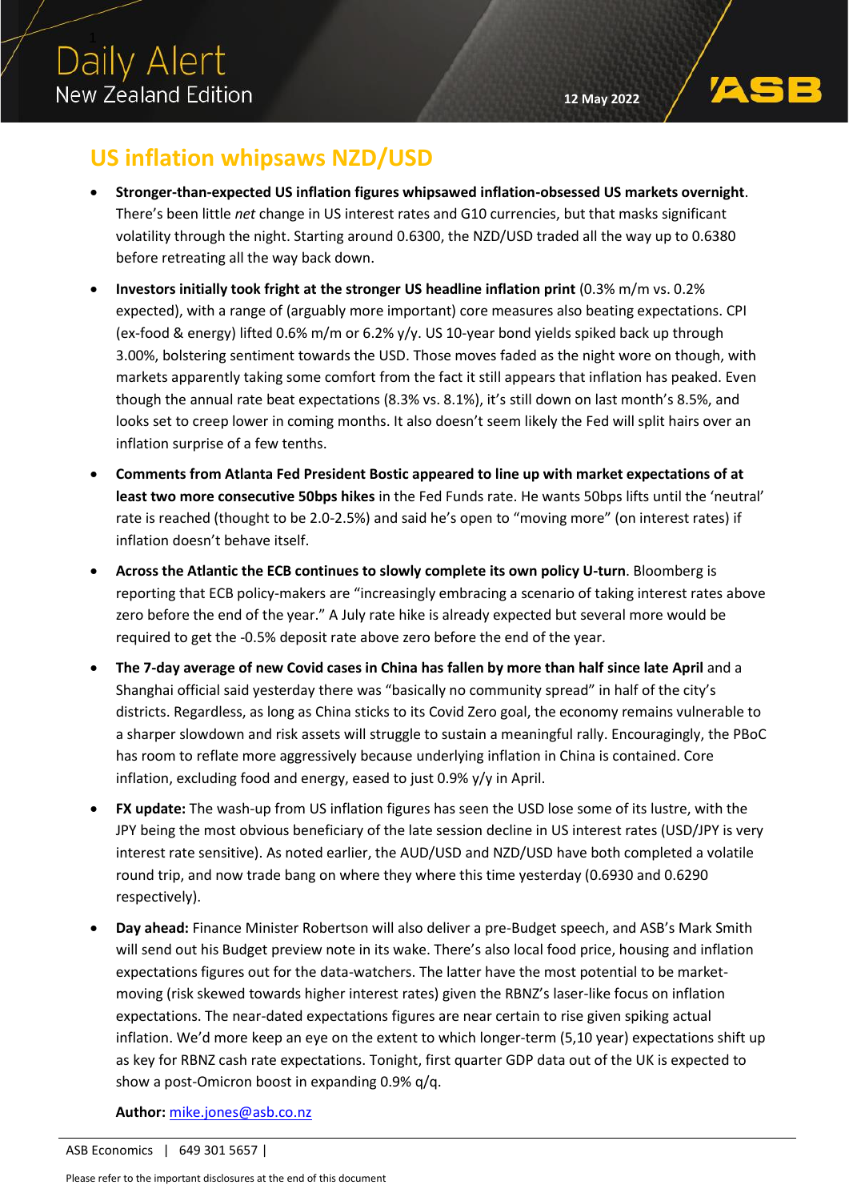# Daily Alert

## New Zealand Edition

12 May 2022

## US inflation whipsaws NZD/USD

- **Stronger-than-expected US inflation figures whipsawed inflation-obsessed US markets overnight**. There's been little *net* change in US interest rates and G10 currencies, but that masks significant volatility through the night. Starting around 0.6300, the NZD/USD traded all the way up to 0.6380 before retreating all the way back down.
- **Investors initially took fright at the stronger US headline inflation print** (0.3% m/m vs. 0.2% expected), with a range of (arguably more important) core measures also beating expectations. CPI (ex-food & energy) lifted 0.6% m/m or 6.2% y/y. US 10-year bond yields spiked back up through 3.00%, bolstering sentiment towards the USD. Those moves faded as the night wore on though, with markets apparently taking some comfort from the fact it still appears that inflation has peaked. Even though the annual rate beat expectations (8.3% vs. 8.1%), it's still down on last month's 8.5%, and looks set to creep lower in coming months. It also doesn't seem likely the Fed will split hairs over an inflation surprise of a few tenths.
- **Comments from Atlanta Fed President Bostic appeared to line up with market expectations of at least two more consecutive 50bps hikes** in the Fed Funds rate. He wants 50bps lifts until the 'neutral' rate is reached (thought to be 2.0-2.5%) and said he's open to "moving more" (on interest rates) if inflation doesn't behave itself.
- **Across the Atlantic the ECB continues to slowly complete its own policy U-turn**. Bloomberg is reporting that ECB policy-makers are "increasingly embracing a scenario of taking interest rates above zero before the end of the year." A July rate hike is already expected but several more would be required to get the -0.5% deposit rate above zero before the end of the year.
- **The 7-day average of new Covid cases in China has fallen by more than half since late April** and a Shanghai official said yesterday there was "basically no community spread" in half of the city's districts. Regardless, as long as China sticks to its Covid Zero goal, the economy remains vulnerable to a sharper slowdown and risk assets will struggle to sustain a meaningful rally. Encouragingly, the PBoC has room to reflate more aggressively because underlying inflation in China is contained. Core inflation, excluding food and energy, eased to just 0.9% y/y in April.
- **FX update:** The wash-up from US inflation figures has seen the USD lose some of its lustre, with the JPY being the most obvious beneficiary of the late session decline in US interest rates (USD/JPY is very interest rate sensitive). As noted earlier, the AUD/USD and NZD/USD have both completed a volatile round trip, and now trade bang on where they where this time yesterday (0.6930 and 0.6290 respectively).
- **Day ahead:** Finance Minister Robertson will also deliver a pre-Budget speech, and ASB's Mark Smith will send out his Budget preview note in its wake. There's also local food price, housing and inflation expectations figures out for the data-watchers. The latter have the most potential to be market-moving (risk skewed towards higher interest rates) given the RBNZ's laser-like focus on inflation expectations. The near-dated expectations figures are near certain to rise given spiking actual inflation. We'd more keep an eye on the extent to which longer-term (5,10 year) expectations shift up as key for RBNZ cash rate expectations. Tonight, first quarter GDP data out of the UK is expected to show a post-Omicron boost in expanding 0.9% q/q.

**Author:** mike.jones@asb.co.nz

ASB Economics | 649 301 5657 |

Please refer to the important disclosures at the end of this document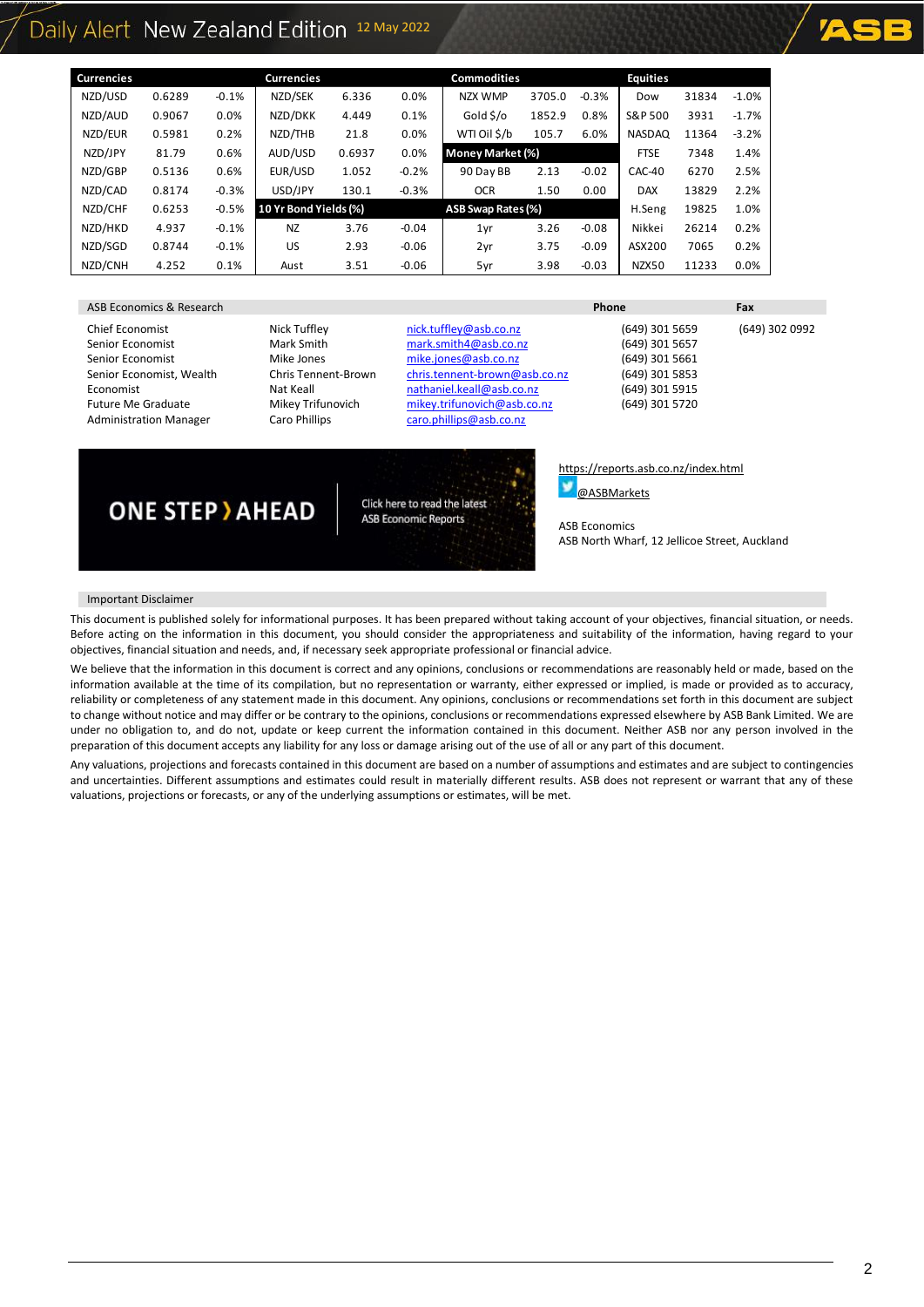| Currencies | | | Currencies | | | Commodities | | | Equities | | |
|---|---|---|---|---|---|---|---|---|---|---|---|
| NZD/USD | 0.6289 | -0.1% | NZD/SEK | 6.336 | 0.0% | NZX WMP | 3705.0 | -0.3% | Dow | 31834 | -1.0% |
| NZD/AUD | 0.9067 | 0.0% | NZD/DKK | 4.449 | 0.1% | Gold $/o | 1852.9 | 0.8% | S&P 500 | 3931 | -1.7% |
| NZD/EUR | 0.5981 | 0.2% | NZD/THB | 21.8 | 0.0% | WTI Oil $/b | 105.7 | 6.0% | NASDAQ | 11364 | -3.2% |
| NZD/JPY | 81.79 | 0.6% | AUD/USD | 0.6937 | 0.0% | **Money Market (%)** | | | FTSE | 7348 | 1.4% |
| NZD/GBP | 0.5136 | 0.6% | EUR/USD | 1.052 | -0.2% | 90 Day BB | 2.13 | -0.02 | CAC-40 | 6270 | 2.5% |
| NZD/CAD | 0.8174 | -0.3% | USD/JPY | 130.1 | -0.3% | OCR | 1.50 | 0.00 | DAX | 13829 | 2.2% |
| NZD/CHF | 0.6253 | -0.5% | **10 Yr Bond Yields (%)** | | | **ASB Swap Rates (%)** | | | H.Seng | 19825 | 1.0% |
| NZD/HKD | 4.937 | -0.1% | NZ | 3.76 | -0.04 | 1yr | 3.26 | -0.08 | Nikkei | 26214 | 0.2% |
| NZD/SGD | 0.8744 | -0.1% | US | 2.93 | -0.06 | 2yr | 3.75 | -0.09 | ASX200 | 7065 | 0.2% |
| NZD/CNH | 4.252 | 0.1% | Aust | 3.51 | -0.06 | 5yr | 3.98 | -0.03 | NZX50 | 11233 | 0.0% |

| ASB Economics & Research | | | Phone | Fax |
|---|---|---|---|---|
| Chief Economist | Nick Tuffley | nick.tuffley@asb.co.nz | (649) 301 5659 | (649) 302 0992 |
| Senior Economist | Mark Smith | mark.smith4@asb.co.nz | (649) 301 5657 | |
| Senior Economist | Mike Jones | mike.jones@asb.co.nz | (649) 301 5661 | |
| Senior Economist, Wealth | Chris Tennent-Brown | chris.tennent-brown@asb.co.nz | (649) 301 5853 | |
| Economist | Nat Keall | nathaniel.keall@asb.co.nz | (649) 301 5915 | |
| Future Me Graduate | Mikey Trifunovich | mikey.trifunovich@asb.co.nz | (649) 301 5720 | |
| Administration Manager | Caro Phillips | caro.phillips@asb.co.nz | | |

ONE STEP › AHEAD

Click here to read the latest ASB Economic Reports

https://reports.asb.co.nz/index.html

@ASBMarkets

ASB Economics
ASB North Wharf, 12 Jellicoe Street, Auckland

## Important Disclaimer

This document is published solely for informational purposes. It has been prepared without taking account of your objectives, financial situation, or needs. Before acting on the information in this document, you should consider the appropriateness and suitability of the information, having regard to your objectives, financial situation and needs, and, if necessary seek appropriate professional or financial advice.

We believe that the information in this document is correct and any opinions, conclusions or recommendations are reasonably held or made, based on the information available at the time of its compilation, but no representation or warranty, either expressed or implied, is made or provided as to accuracy, reliability or completeness of any statement made in this document. Any opinions, conclusions or recommendations set forth in this document are subject to change without notice and may differ or be contrary to the opinions, conclusions or recommendations expressed elsewhere by ASB Bank Limited. We are under no obligation to, and do not, update or keep current the information contained in this document. Neither ASB nor any person involved in the preparation of this document accepts any liability for any loss or damage arising out of the use of all or any part of this document.

Any valuations, projections and forecasts contained in this document are based on a number of assumptions and estimates and are subject to contingencies and uncertainties. Different assumptions and estimates could result in materially different results. ASB does not represent or warrant that any of these valuations, projections or forecasts, or any of the underlying assumptions or estimates, will be met.